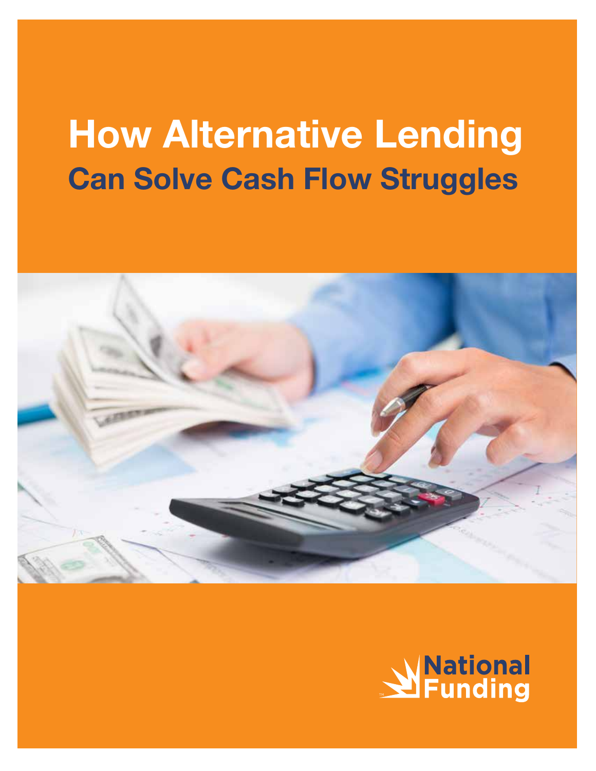# How Alternative Lending
## Can Solve Cash Flow Struggles

National Funding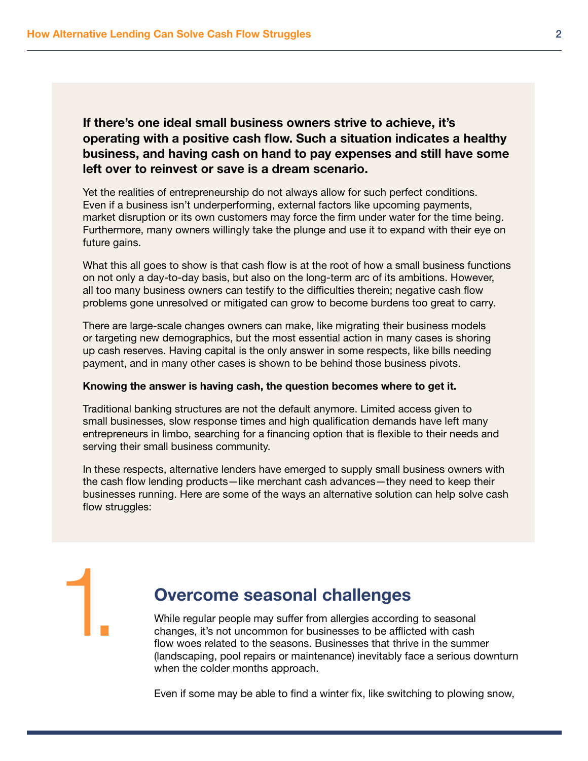**If there's one ideal small business owners strive to achieve, it's operating with a positive cash flow. Such a situation indicates a healthy business, and having cash on hand to pay expenses and still have some left over to reinvest or save is a dream scenario.**

Yet the realities of entrepreneurship do not always allow for such perfect conditions. Even if a business isn't underperforming, external factors like upcoming payments, market disruption or its own customers may force the firm under water for the time being. Furthermore, many owners willingly take the plunge and use it to expand with their eye on future gains.

What this all goes to show is that cash flow is at the root of how a small business functions on not only a day-to-day basis, but also on the long-term arc of its ambitions. However, all too many business owners can testify to the difficulties therein; negative cash flow problems gone unresolved or mitigated can grow to become burdens too great to carry.

There are large-scale changes owners can make, like migrating their business models or targeting new demographics, but the most essential action in many cases is shoring up cash reserves. Having capital is the only answer in some respects, like bills needing payment, and in many other cases is shown to be behind those business pivots.

**Knowing the answer is having cash, the question becomes where to get it.**

Traditional banking structures are not the default anymore. Limited access given to small businesses, slow response times and high qualification demands have left many entrepreneurs in limbo, searching for a financing option that is flexible to their needs and serving their small business community.

In these respects, alternative lenders have emerged to supply small business owners with the cash flow lending products—like merchant cash advances—they need to keep their businesses running. Here are some of the ways an alternative solution can help solve cash flow struggles:

## 1. Overcome seasonal challenges

While regular people may suffer from allergies according to seasonal changes, it's not uncommon for businesses to be afflicted with cash flow woes related to the seasons. Businesses that thrive in the summer (landscaping, pool repairs or maintenance) inevitably face a serious downturn when the colder months approach.

Even if some may be able to find a winter fix, like switching to plowing snow,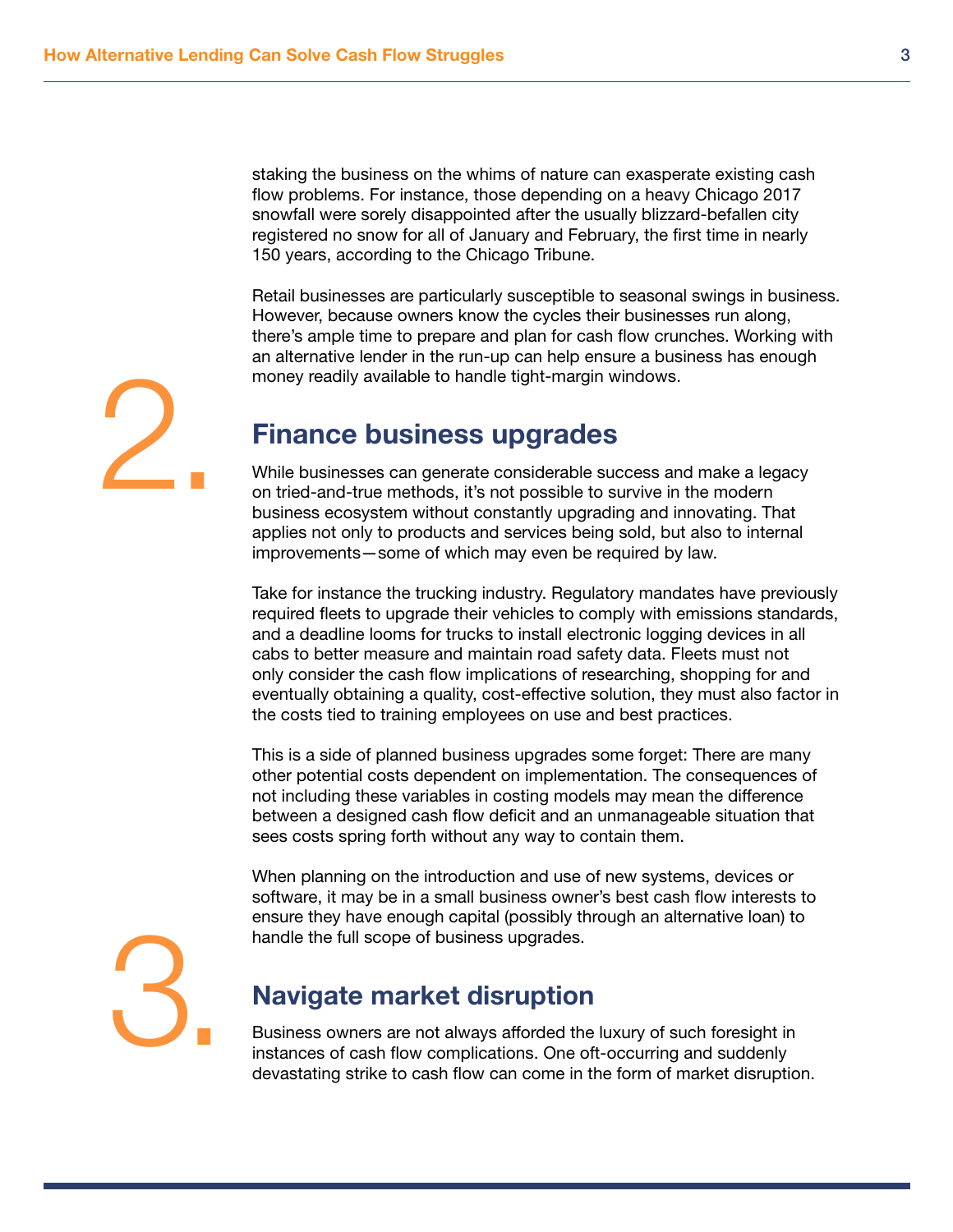staking the business on the whims of nature can exasperate existing cash flow problems. For instance, those depending on a heavy Chicago 2017 snowfall were sorely disappointed after the usually blizzard-befallen city registered no snow for all of January and February, the first time in nearly 150 years, according to the Chicago Tribune.

Retail businesses are particularly susceptible to seasonal swings in business. However, because owners know the cycles their businesses run along, there's ample time to prepare and plan for cash flow crunches. Working with an alternative lender in the run-up can help ensure a business has enough money readily available to handle tight-margin windows.

## 2. Finance business upgrades

While businesses can generate considerable success and make a legacy on tried-and-true methods, it's not possible to survive in the modern business ecosystem without constantly upgrading and innovating. That applies not only to products and services being sold, but also to internal improvements—some of which may even be required by law.

Take for instance the trucking industry. Regulatory mandates have previously required fleets to upgrade their vehicles to comply with emissions standards, and a deadline looms for trucks to install electronic logging devices in all cabs to better measure and maintain road safety data. Fleets must not only consider the cash flow implications of researching, shopping for and eventually obtaining a quality, cost-effective solution, they must also factor in the costs tied to training employees on use and best practices.

This is a side of planned business upgrades some forget: There are many other potential costs dependent on implementation. The consequences of not including these variables in costing models may mean the difference between a designed cash flow deficit and an unmanageable situation that sees costs spring forth without any way to contain them.

When planning on the introduction and use of new systems, devices or software, it may be in a small business owner's best cash flow interests to ensure they have enough capital (possibly through an alternative loan) to handle the full scope of business upgrades.

## 3. Navigate market disruption

Business owners are not always afforded the luxury of such foresight in instances of cash flow complications. One oft-occurring and suddenly devastating strike to cash flow can come in the form of market disruption.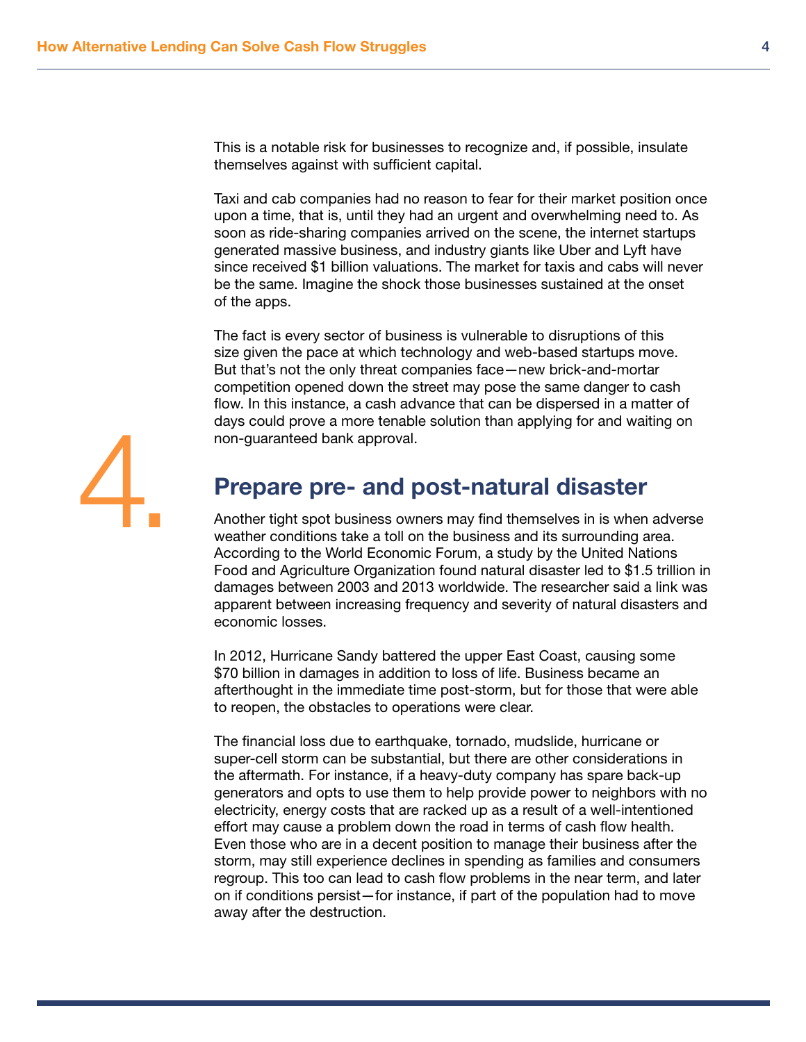This is a notable risk for businesses to recognize and, if possible, insulate themselves against with sufficient capital.

Taxi and cab companies had no reason to fear for their market position once upon a time, that is, until they had an urgent and overwhelming need to. As soon as ride-sharing companies arrived on the scene, the internet startups generated massive business, and industry giants like Uber and Lyft have since received $1 billion valuations. The market for taxis and cabs will never be the same. Imagine the shock those businesses sustained at the onset of the apps.

The fact is every sector of business is vulnerable to disruptions of this size given the pace at which technology and web-based startups move. But that's not the only threat companies face—new brick-and-mortar competition opened down the street may pose the same danger to cash flow. In this instance, a cash advance that can be dispersed in a matter of days could prove a more tenable solution than applying for and waiting on non-guaranteed bank approval.

## 4. Prepare pre- and post-natural disaster

Another tight spot business owners may find themselves in is when adverse weather conditions take a toll on the business and its surrounding area. According to the World Economic Forum, a study by the United Nations Food and Agriculture Organization found natural disaster led to $1.5 trillion in damages between 2003 and 2013 worldwide. The researcher said a link was apparent between increasing frequency and severity of natural disasters and economic losses.

In 2012, Hurricane Sandy battered the upper East Coast, causing some $70 billion in damages in addition to loss of life. Business became an afterthought in the immediate time post-storm, but for those that were able to reopen, the obstacles to operations were clear.

The financial loss due to earthquake, tornado, mudslide, hurricane or super-cell storm can be substantial, but there are other considerations in the aftermath. For instance, if a heavy-duty company has spare back-up generators and opts to use them to help provide power to neighbors with no electricity, energy costs that are racked up as a result of a well-intentioned effort may cause a problem down the road in terms of cash flow health. Even those who are in a decent position to manage their business after the storm, may still experience declines in spending as families and consumers regroup. This too can lead to cash flow problems in the near term, and later on if conditions persist—for instance, if part of the population had to move away after the destruction.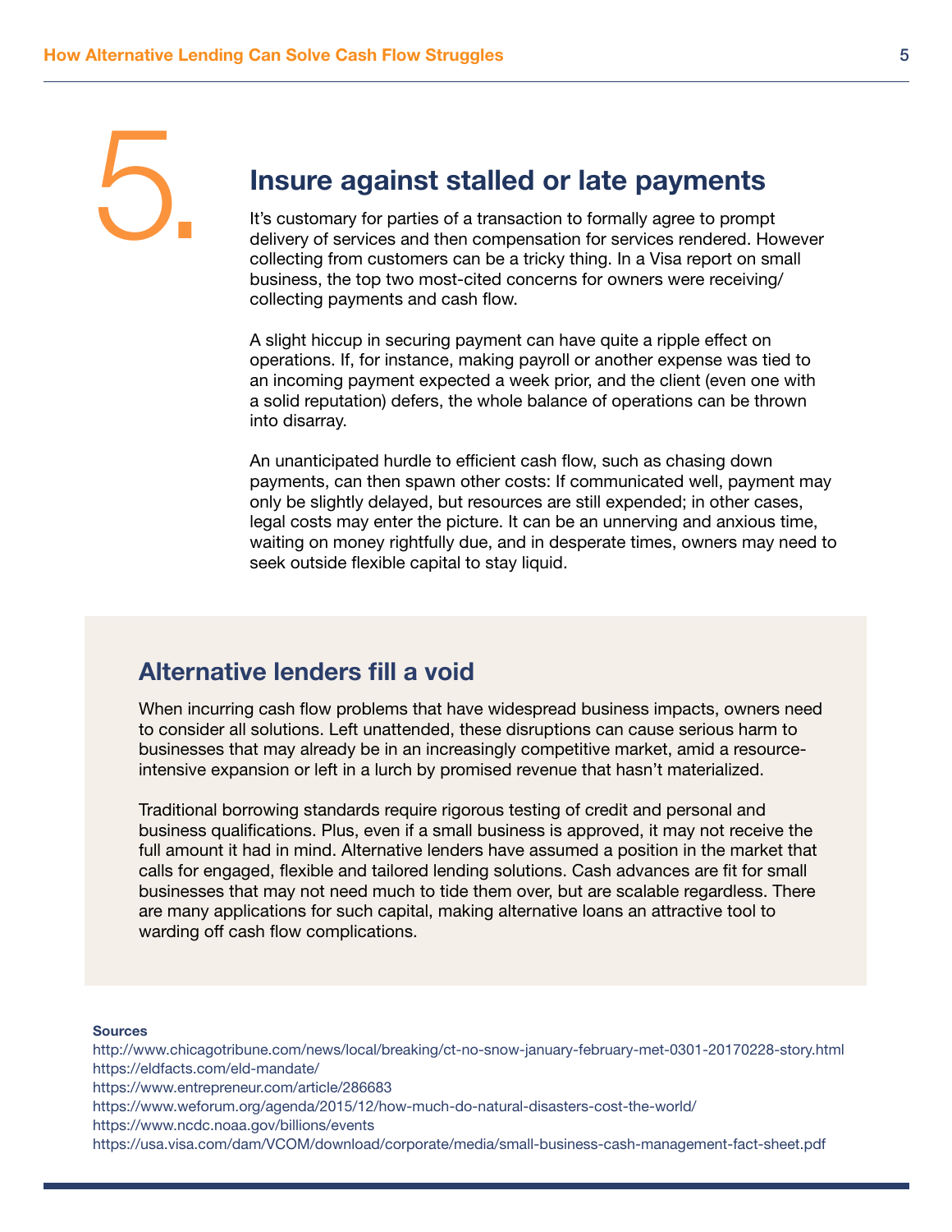## 5. Insure against stalled or late payments

It's customary for parties of a transaction to formally agree to prompt delivery of services and then compensation for services rendered. However collecting from customers can be a tricky thing. In a Visa report on small business, the top two most-cited concerns for owners were receiving/collecting payments and cash flow.

A slight hiccup in securing payment can have quite a ripple effect on operations. If, for instance, making payroll or another expense was tied to an incoming payment expected a week prior, and the client (even one with a solid reputation) defers, the whole balance of operations can be thrown into disarray.

An unanticipated hurdle to efficient cash flow, such as chasing down payments, can then spawn other costs: If communicated well, payment may only be slightly delayed, but resources are still expended; in other cases, legal costs may enter the picture. It can be an unnerving and anxious time, waiting on money rightfully due, and in desperate times, owners may need to seek outside flexible capital to stay liquid.

## Alternative lenders fill a void

When incurring cash flow problems that have widespread business impacts, owners need to consider all solutions. Left unattended, these disruptions can cause serious harm to businesses that may already be in an increasingly competitive market, amid a resource-intensive expansion or left in a lurch by promised revenue that hasn't materialized.

Traditional borrowing standards require rigorous testing of credit and personal and business qualifications. Plus, even if a small business is approved, it may not receive the full amount it had in mind. Alternative lenders have assumed a position in the market that calls for engaged, flexible and tailored lending solutions. Cash advances are fit for small businesses that may not need much to tide them over, but are scalable regardless. There are many applications for such capital, making alternative loans an attractive tool to warding off cash flow complications.

**Sources**

http://www.chicagotribune.com/news/local/breaking/ct-no-snow-january-february-met-0301-20170228-story.html
https://eldfacts.com/eld-mandate/
https://www.entrepreneur.com/article/286683
https://www.weforum.org/agenda/2015/12/how-much-do-natural-disasters-cost-the-world/
https://www.ncdc.noaa.gov/billions/events
https://usa.visa.com/dam/VCOM/download/corporate/media/small-business-cash-management-fact-sheet.pdf